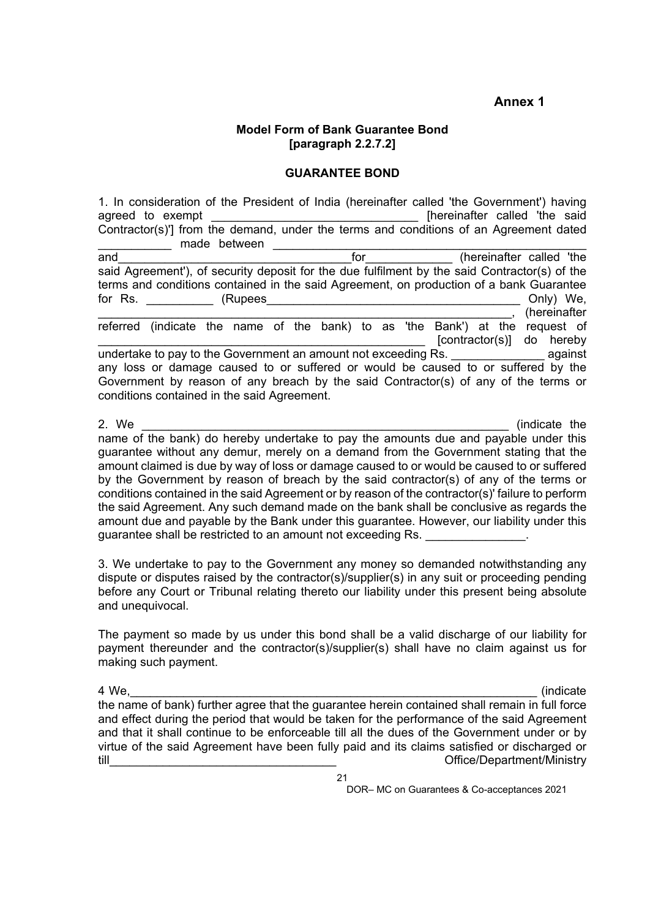**Annex 1**

**Model Form of Bank Guarantee Bond**
**[paragraph 2.2.7.2]**

**GUARANTEE BOND**

1. In consideration of the President of India (hereinafter called 'the Government') having agreed to exempt ______________________________ [hereinafter called 'the said Contractor(s)'] from the demand, under the terms and conditions of an Agreement dated ___________ made between ________________________________________________ and___________________________________for_____________ (hereinafter called 'the said Agreement'), of security deposit for the due fulfilment by the said Contractor(s) of the terms and conditions contained in the said Agreement, on production of a bank Guarantee for Rs. __________ (Rupees______________________________________ Only) We, ___________________________________________________________, (hereinafter referred (indicate the name of the bank) to as 'the Bank') at the request of _________________________________________________ [contractor(s)] do hereby undertake to pay to the Government an amount not exceeding Rs. ______________ against any loss or damage caused to or suffered or would be caused to or suffered by the Government by reason of any breach by the said Contractor(s) of any of the terms or conditions contained in the said Agreement.

2. We ________________________________________________________ (indicate the name of the bank) do hereby undertake to pay the amounts due and payable under this guarantee without any demur, merely on a demand from the Government stating that the amount claimed is due by way of loss or damage caused to or would be caused to or suffered by the Government by reason of breach by the said contractor(s) of any of the terms or conditions contained in the said Agreement or by reason of the contractor(s)' failure to perform the said Agreement. Any such demand made on the bank shall be conclusive as regards the amount due and payable by the Bank under this guarantee. However, our liability under this guarantee shall be restricted to an amount not exceeding Rs. _______________.

3. We undertake to pay to the Government any money so demanded notwithstanding any dispute or disputes raised by the contractor(s)/supplier(s) in any suit or proceeding pending before any Court or Tribunal relating thereto our liability under this present being absolute and unequivocal.

The payment so made by us under this bond shall be a valid discharge of our liability for payment thereunder and the contractor(s)/supplier(s) shall have no claim against us for making such payment.

4 We,______________________________________________________________ (indicate the name of bank) further agree that the guarantee herein contained shall remain in full force and effect during the period that would be taken for the performance of the said Agreement and that it shall continue to be enforceable till all the dues of the Government under or by virtue of the said Agreement have been fully paid and its claims satisfied or discharged or till__________________________________ Office/Department/Ministry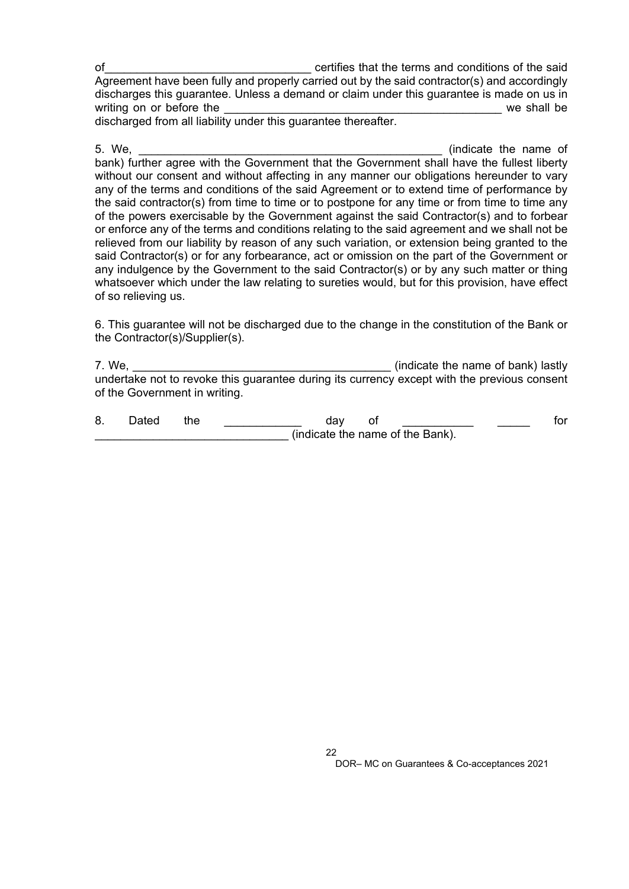of_______________________________ certifies that the terms and conditions of the said Agreement have been fully and properly carried out by the said contractor(s) and accordingly discharges this guarantee. Unless a demand or claim under this guarantee is made on us in writing on or before the ___________________________________________ we shall be discharged from all liability under this guarantee thereafter.

5. We, ________________________________________________ (indicate the name of bank) further agree with the Government that the Government shall have the fullest liberty without our consent and without affecting in any manner our obligations hereunder to vary any of the terms and conditions of the said Agreement or to extend time of performance by the said contractor(s) from time to time or to postpone for any time or from time to time any of the powers exercisable by the Government against the said Contractor(s) and to forbear or enforce any of the terms and conditions relating to the said agreement and we shall not be relieved from our liability by reason of any such variation, or extension being granted to the said Contractor(s) or for any forbearance, act or omission on the part of the Government or any indulgence by the Government to the said Contractor(s) or by any such matter or thing whatsoever which under the law relating to sureties would, but for this provision, have effect of so relieving us.

6. This guarantee will not be discharged due to the change in the constitution of the Bank or the Contractor(s)/Supplier(s).

7. We, ________________________________________ (indicate the name of bank) lastly undertake not to revoke this guarantee during its currency except with the previous consent of the Government in writing.

8. Dated the ____________ day of ___________ _____ for _____________________________ (indicate the name of the Bank).